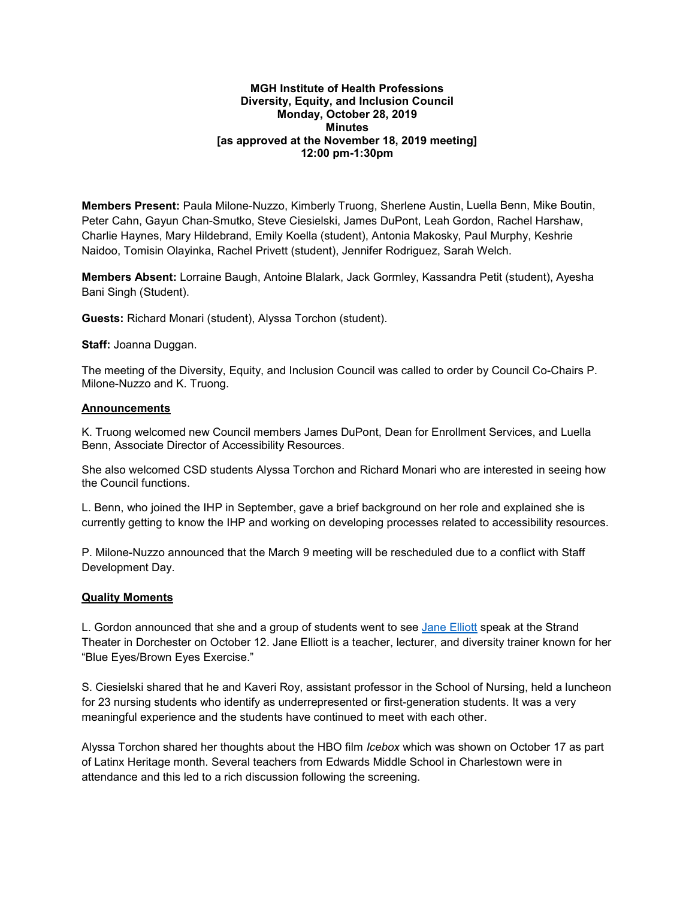**MGH Institute of Health Professions**
**Diversity, Equity, and Inclusion Council**
**Monday, October 28, 2019**
**Minutes**
**[as approved at the November 18, 2019 meeting]**
**12:00 pm-1:30pm**

**Members Present:** Paula Milone-Nuzzo, Kimberly Truong, Sherlene Austin, Luella Benn, Mike Boutin, Peter Cahn, Gayun Chan-Smutko, Steve Ciesielski, James DuPont, Leah Gordon, Rachel Harshaw, Charlie Haynes, Mary Hildebrand, Emily Koella (student), Antonia Makosky, Paul Murphy, Keshrie Naidoo, Tomisin Olayinka, Rachel Privett (student), Jennifer Rodriguez, Sarah Welch.

**Members Absent:** Lorraine Baugh, Antoine Blalark, Jack Gormley, Kassandra Petit (student), Ayesha Bani Singh (Student).

**Guests:** Richard Monari (student), Alyssa Torchon (student).

**Staff:** Joanna Duggan.

The meeting of the Diversity, Equity, and Inclusion Council was called to order by Council Co-Chairs P. Milone-Nuzzo and K. Truong.

## Announcements

K. Truong welcomed new Council members James DuPont, Dean for Enrollment Services, and Luella Benn, Associate Director of Accessibility Resources.

She also welcomed CSD students Alyssa Torchon and Richard Monari who are interested in seeing how the Council functions.

L. Benn, who joined the IHP in September, gave a brief background on her role and explained she is currently getting to know the IHP and working on developing processes related to accessibility resources.

P. Milone-Nuzzo announced that the March 9 meeting will be rescheduled due to a conflict with Staff Development Day.

## Quality Moments

L. Gordon announced that she and a group of students went to see Jane Elliott speak at the Strand Theater in Dorchester on October 12. Jane Elliott is a teacher, lecturer, and diversity trainer known for her "Blue Eyes/Brown Eyes Exercise."

S. Ciesielski shared that he and Kaveri Roy, assistant professor in the School of Nursing, held a luncheon for 23 nursing students who identify as underrepresented or first-generation students. It was a very meaningful experience and the students have continued to meet with each other.

Alyssa Torchon shared her thoughts about the HBO film *Icebox* which was shown on October 17 as part of Latinx Heritage month. Several teachers from Edwards Middle School in Charlestown were in attendance and this led to a rich discussion following the screening.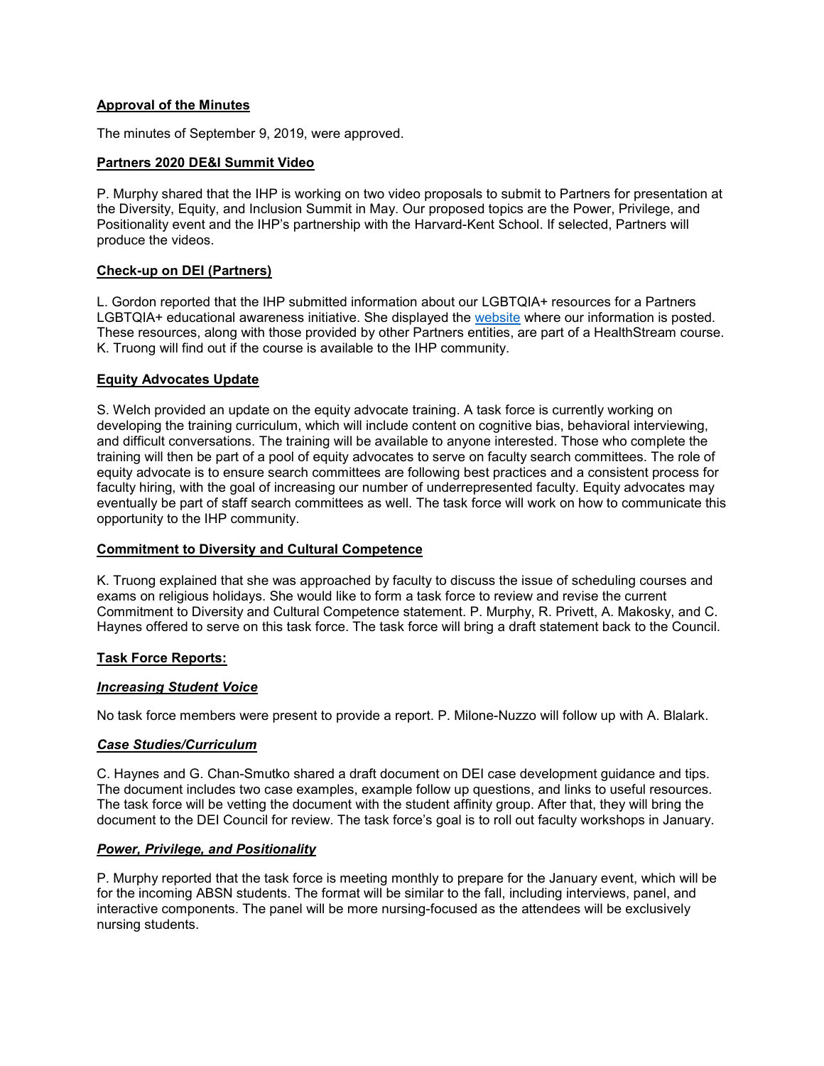**Approval of the Minutes**

The minutes of September 9, 2019, were approved.

**Partners 2020 DE&I Summit Video**

P. Murphy shared that the IHP is working on two video proposals to submit to Partners for presentation at the Diversity, Equity, and Inclusion Summit in May. Our proposed topics are the Power, Privilege, and Positionality event and the IHP's partnership with the Harvard-Kent School. If selected, Partners will produce the videos.

**Check-up on DEI (Partners)**

L. Gordon reported that the IHP submitted information about our LGBTQIA+ resources for a Partners LGBTQIA+ educational awareness initiative. She displayed the website where our information is posted. These resources, along with those provided by other Partners entities, are part of a HealthStream course. K. Truong will find out if the course is available to the IHP community.

**Equity Advocates Update**

S. Welch provided an update on the equity advocate training. A task force is currently working on developing the training curriculum, which will include content on cognitive bias, behavioral interviewing, and difficult conversations. The training will be available to anyone interested. Those who complete the training will then be part of a pool of equity advocates to serve on faculty search committees. The role of equity advocate is to ensure search committees are following best practices and a consistent process for faculty hiring, with the goal of increasing our number of underrepresented faculty. Equity advocates may eventually be part of staff search committees as well. The task force will work on how to communicate this opportunity to the IHP community.

**Commitment to Diversity and Cultural Competence**

K. Truong explained that she was approached by faculty to discuss the issue of scheduling courses and exams on religious holidays. She would like to form a task force to review and revise the current Commitment to Diversity and Cultural Competence statement. P. Murphy, R. Privett, A. Makosky, and C. Haynes offered to serve on this task force. The task force will bring a draft statement back to the Council.

**Task Force Reports:**

***Increasing Student Voice***

No task force members were present to provide a report. P. Milone-Nuzzo will follow up with A. Blalark.

***Case Studies/Curriculum***

C. Haynes and G. Chan-Smutko shared a draft document on DEI case development guidance and tips. The document includes two case examples, example follow up questions, and links to useful resources. The task force will be vetting the document with the student affinity group. After that, they will bring the document to the DEI Council for review. The task force's goal is to roll out faculty workshops in January.

***Power, Privilege, and Positionality***

P. Murphy reported that the task force is meeting monthly to prepare for the January event, which will be for the incoming ABSN students. The format will be similar to the fall, including interviews, panel, and interactive components. The panel will be more nursing-focused as the attendees will be exclusively nursing students.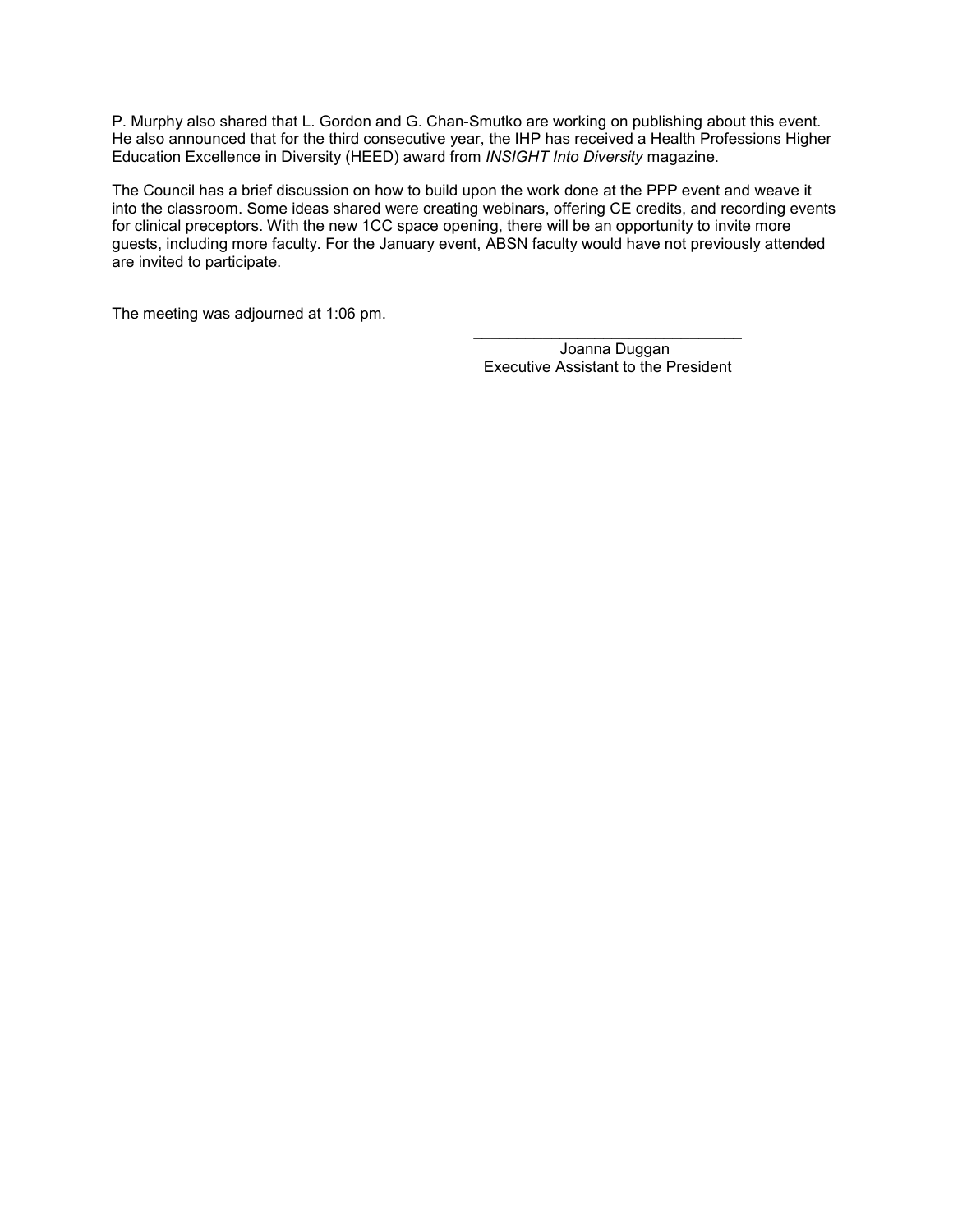P. Murphy also shared that L. Gordon and G. Chan-Smutko are working on publishing about this event. He also announced that for the third consecutive year, the IHP has received a Health Professions Higher Education Excellence in Diversity (HEED) award from *INSIGHT Into Diversity* magazine.

The Council has a brief discussion on how to build upon the work done at the PPP event and weave it into the classroom. Some ideas shared were creating webinars, offering CE credits, and recording events for clinical preceptors. With the new 1CC space opening, there will be an opportunity to invite more guests, including more faculty. For the January event, ABSN faculty would have not previously attended are invited to participate.

The meeting was adjourned at 1:06 pm.

_______________________________
Joanna Duggan
Executive Assistant to the President